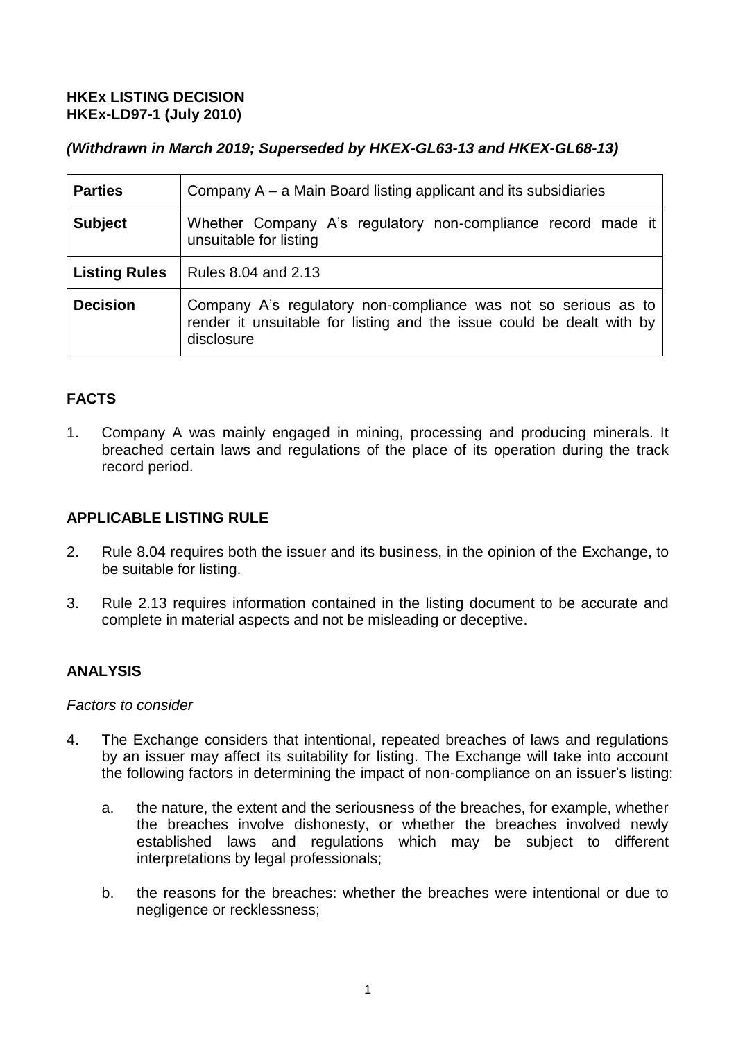**HKEx LISTING DECISION**
**HKEx-LD97-1 (July 2010)**

***(Withdrawn in March 2019; Superseded by HKEX-GL63-13 and HKEX-GL68-13)***

| **Parties** | Company A – a Main Board listing applicant and its subsidiaries |
|---|---|
| **Subject** | Whether Company A's regulatory non-compliance record made it unsuitable for listing |
| **Listing Rules** | Rules 8.04 and 2.13 |
| **Decision** | Company A's regulatory non-compliance was not so serious as to render it unsuitable for listing and the issue could be dealt with by disclosure |

## FACTS

1. Company A was mainly engaged in mining, processing and producing minerals. It breached certain laws and regulations of the place of its operation during the track record period.

## APPLICABLE LISTING RULE

2. Rule 8.04 requires both the issuer and its business, in the opinion of the Exchange, to be suitable for listing.

3. Rule 2.13 requires information contained in the listing document to be accurate and complete in material aspects and not be misleading or deceptive.

## ANALYSIS

*Factors to consider*

4. The Exchange considers that intentional, repeated breaches of laws and regulations by an issuer may affect its suitability for listing. The Exchange will take into account the following factors in determining the impact of non-compliance on an issuer's listing:

    a. the nature, the extent and the seriousness of the breaches, for example, whether the breaches involve dishonesty, or whether the breaches involved newly established laws and regulations which may be subject to different interpretations by legal professionals;

    b. the reasons for the breaches: whether the breaches were intentional or due to negligence or recklessness;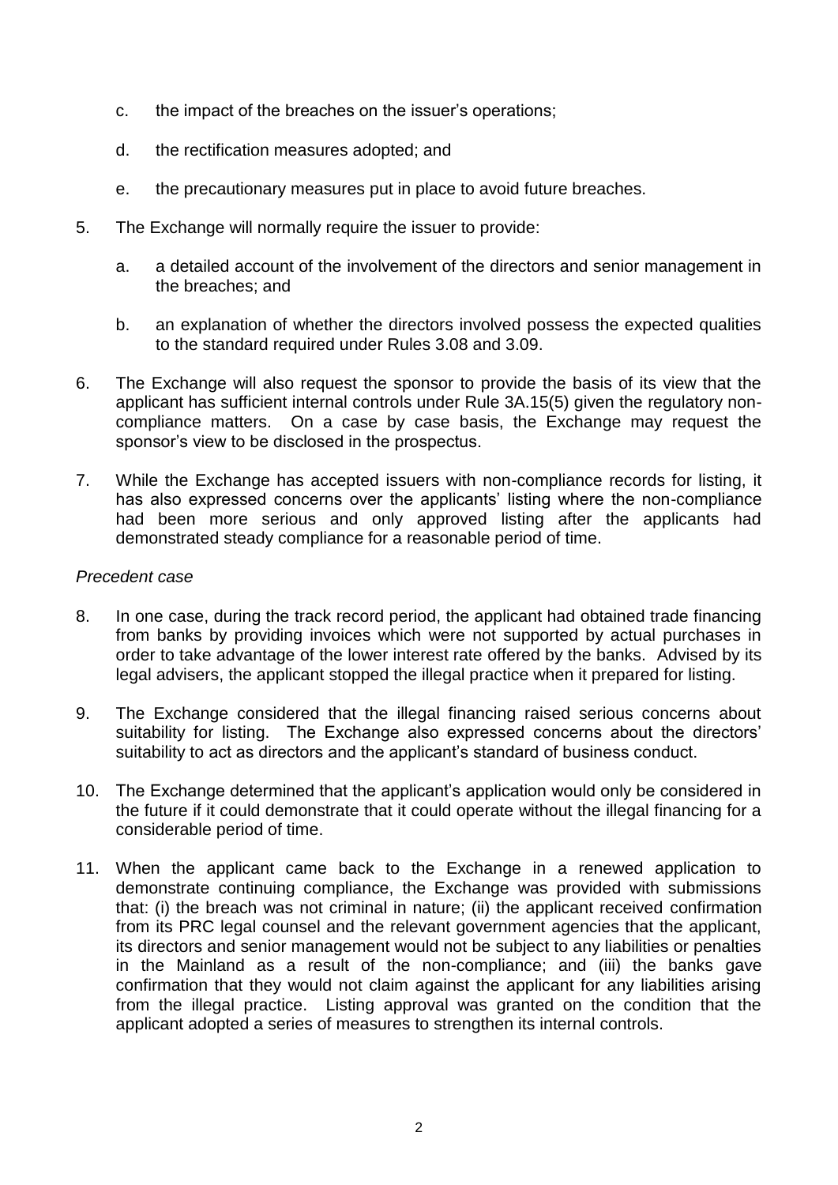c. the impact of the breaches on the issuer's operations;

d. the rectification measures adopted; and

e. the precautionary measures put in place to avoid future breaches.

5. The Exchange will normally require the issuer to provide:

   a. a detailed account of the involvement of the directors and senior management in the breaches; and

   b. an explanation of whether the directors involved possess the expected qualities to the standard required under Rules 3.08 and 3.09.

6. The Exchange will also request the sponsor to provide the basis of its view that the applicant has sufficient internal controls under Rule 3A.15(5) given the regulatory non-compliance matters. On a case by case basis, the Exchange may request the sponsor's view to be disclosed in the prospectus.

7. While the Exchange has accepted issuers with non-compliance records for listing, it has also expressed concerns over the applicants' listing where the non-compliance had been more serious and only approved listing after the applicants had demonstrated steady compliance for a reasonable period of time.

*Precedent case*

8. In one case, during the track record period, the applicant had obtained trade financing from banks by providing invoices which were not supported by actual purchases in order to take advantage of the lower interest rate offered by the banks. Advised by its legal advisers, the applicant stopped the illegal practice when it prepared for listing.

9. The Exchange considered that the illegal financing raised serious concerns about suitability for listing. The Exchange also expressed concerns about the directors' suitability to act as directors and the applicant's standard of business conduct.

10. The Exchange determined that the applicant's application would only be considered in the future if it could demonstrate that it could operate without the illegal financing for a considerable period of time.

11. When the applicant came back to the Exchange in a renewed application to demonstrate continuing compliance, the Exchange was provided with submissions that: (i) the breach was not criminal in nature; (ii) the applicant received confirmation from its PRC legal counsel and the relevant government agencies that the applicant, its directors and senior management would not be subject to any liabilities or penalties in the Mainland as a result of the non-compliance; and (iii) the banks gave confirmation that they would not claim against the applicant for any liabilities arising from the illegal practice. Listing approval was granted on the condition that the applicant adopted a series of measures to strengthen its internal controls.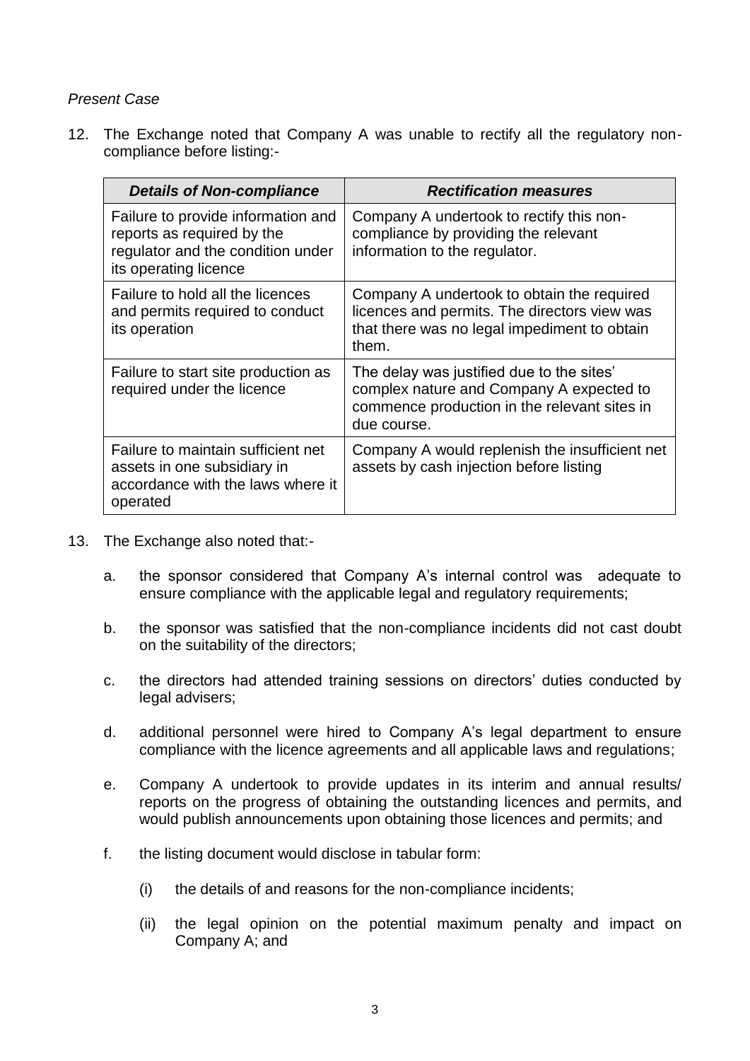*Present Case*

12. The Exchange noted that Company A was unable to rectify all the regulatory non-compliance before listing:-

| ***Details of Non-compliance*** | ***Rectification measures*** |
|---|---|
| Failure to provide information and reports as required by the regulator and the condition under its operating licence | Company A undertook to rectify this non-compliance by providing the relevant information to the regulator. |
| Failure to hold all the licences and permits required to conduct its operation | Company A undertook to obtain the required licences and permits. The directors view was that there was no legal impediment to obtain them. |
| Failure to start site production as required under the licence | The delay was justified due to the sites' complex nature and Company A expected to commence production in the relevant sites in due course. |
| Failure to maintain sufficient net assets in one subsidiary in accordance with the laws where it operated | Company A would replenish the insufficient net assets by cash injection before listing |

13. The Exchange also noted that:-

    a. the sponsor considered that Company A's internal control was adequate to ensure compliance with the applicable legal and regulatory requirements;

    b. the sponsor was satisfied that the non-compliance incidents did not cast doubt on the suitability of the directors;

    c. the directors had attended training sessions on directors' duties conducted by legal advisers;

    d. additional personnel were hired to Company A's legal department to ensure compliance with the licence agreements and all applicable laws and regulations;

    e. Company A undertook to provide updates in its interim and annual results/ reports on the progress of obtaining the outstanding licences and permits, and would publish announcements upon obtaining those licences and permits; and

    f. the listing document would disclose in tabular form:

        (i) the details of and reasons for the non-compliance incidents;

        (ii) the legal opinion on the potential maximum penalty and impact on Company A; and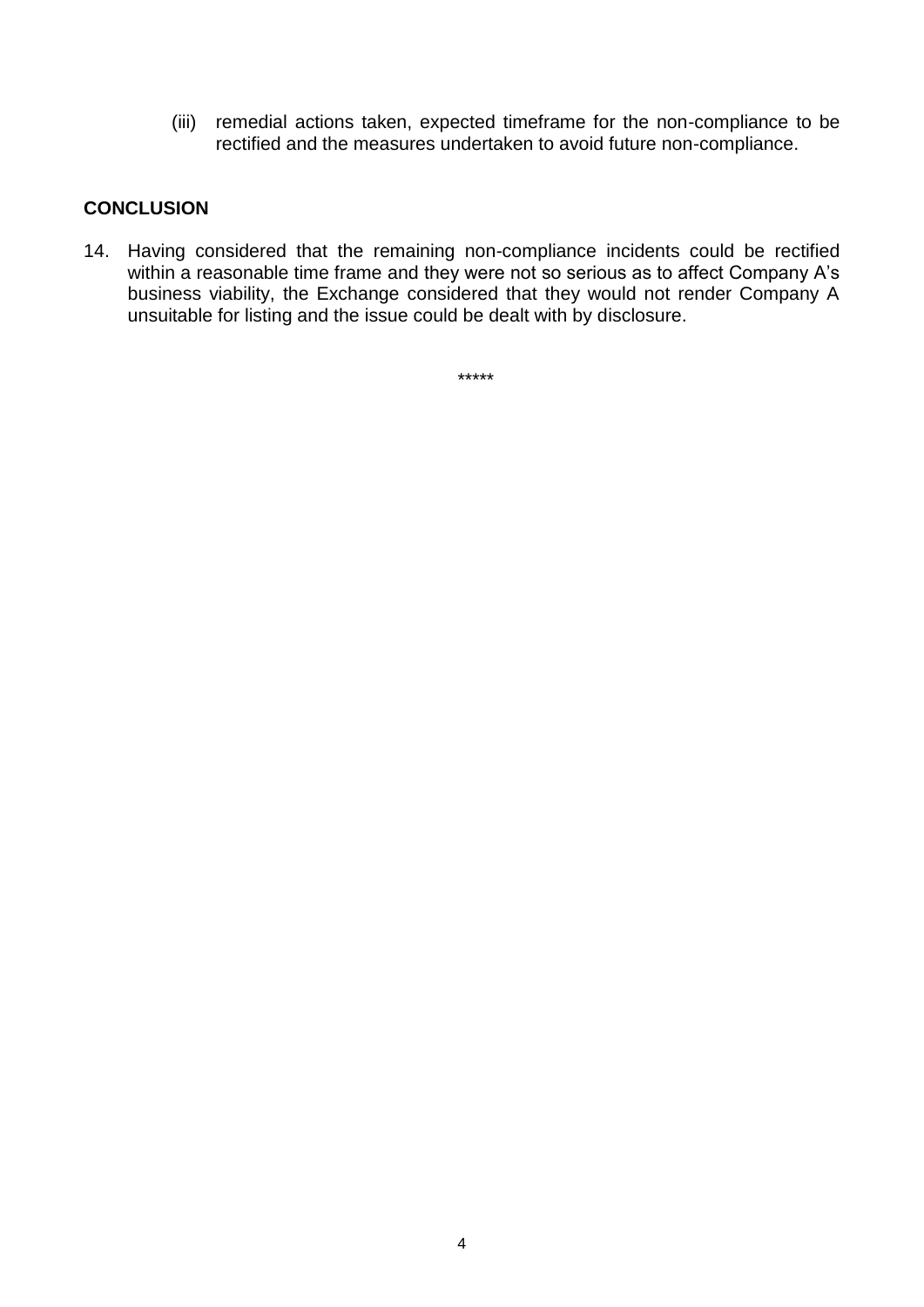(iii) remedial actions taken, expected timeframe for the non-compliance to be rectified and the measures undertaken to avoid future non-compliance.

**CONCLUSION**

14. Having considered that the remaining non-compliance incidents could be rectified within a reasonable time frame and they were not so serious as to affect Company A's business viability, the Exchange considered that they would not render Company A unsuitable for listing and the issue could be dealt with by disclosure.

*****